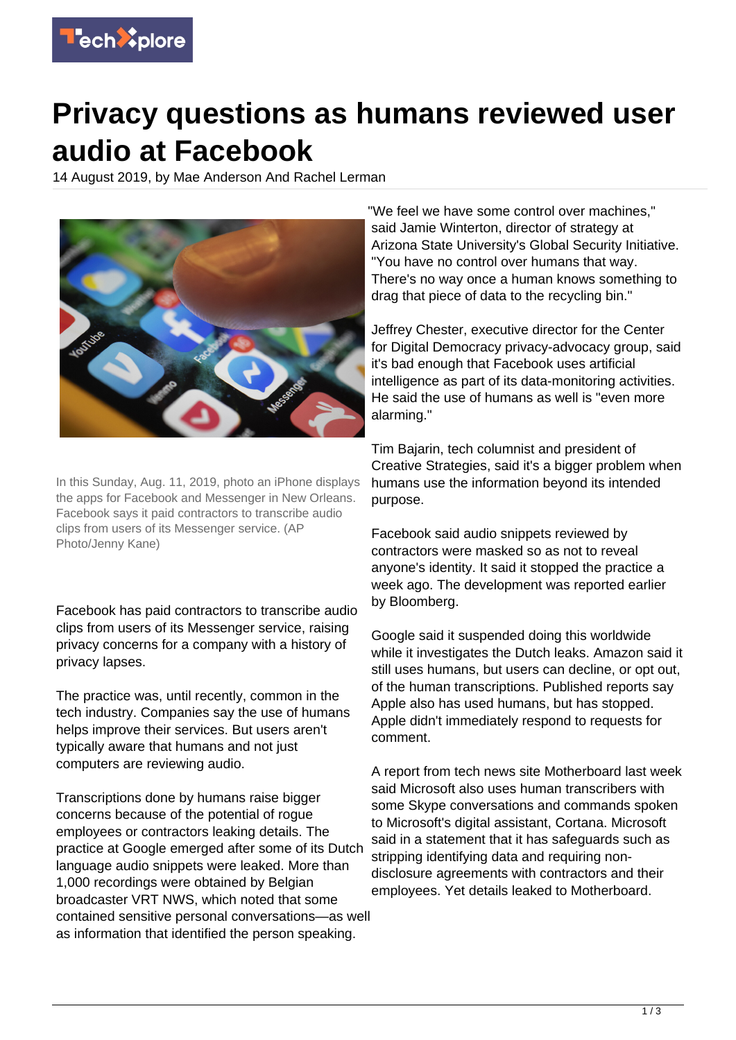# Privacy questions as humans reviewed user audio at Facebook

14 August 2019, by Mae Anderson And Rachel Lerman

In this Sunday, Aug. 11, 2019, photo an iPhone displays the apps for Facebook and Messenger in New Orleans. Facebook says it paid contractors to transcribe audio clips from users of its Messenger service. (AP Photo/Jenny Kane)

Facebook has paid contractors to transcribe audio clips from users of its Messenger service, raising privacy concerns for a company with a history of privacy lapses.

The practice was, until recently, common in the tech industry. Companies say the use of humans helps improve their services. But users aren't typically aware that humans and not just computers are reviewing audio.

Transcriptions done by humans raise bigger concerns because of the potential of rogue employees or contractors leaking details. The practice at Google emerged after some of its Dutch language audio snippets were leaked. More than 1,000 recordings were obtained by Belgian broadcaster VRT NWS, which noted that some contained sensitive personal conversations—as well as information that identified the person speaking.

"We feel we have some control over machines," said Jamie Winterton, director of strategy at Arizona State University's Global Security Initiative. "You have no control over humans that way. There's no way once a human knows something to drag that piece of data to the recycling bin."

Jeffrey Chester, executive director for the Center for Digital Democracy privacy-advocacy group, said it's bad enough that Facebook uses artificial intelligence as part of its data-monitoring activities. He said the use of humans as well is "even more alarming."

Tim Bajarin, tech columnist and president of Creative Strategies, said it's a bigger problem when humans use the information beyond its intended purpose.

Facebook said audio snippets reviewed by contractors were masked so as not to reveal anyone's identity. It said it stopped the practice a week ago. The development was reported earlier by Bloomberg.

Google said it suspended doing this worldwide while it investigates the Dutch leaks. Amazon said it still uses humans, but users can decline, or opt out, of the human transcriptions. Published reports say Apple also has used humans, but has stopped. Apple didn't immediately respond to requests for comment.

A report from tech news site Motherboard last week said Microsoft also uses human transcribers with some Skype conversations and commands spoken to Microsoft's digital assistant, Cortana. Microsoft said in a statement that it has safeguards such as stripping identifying data and requiring non-disclosure agreements with contractors and their employees. Yet details leaked to Motherboard.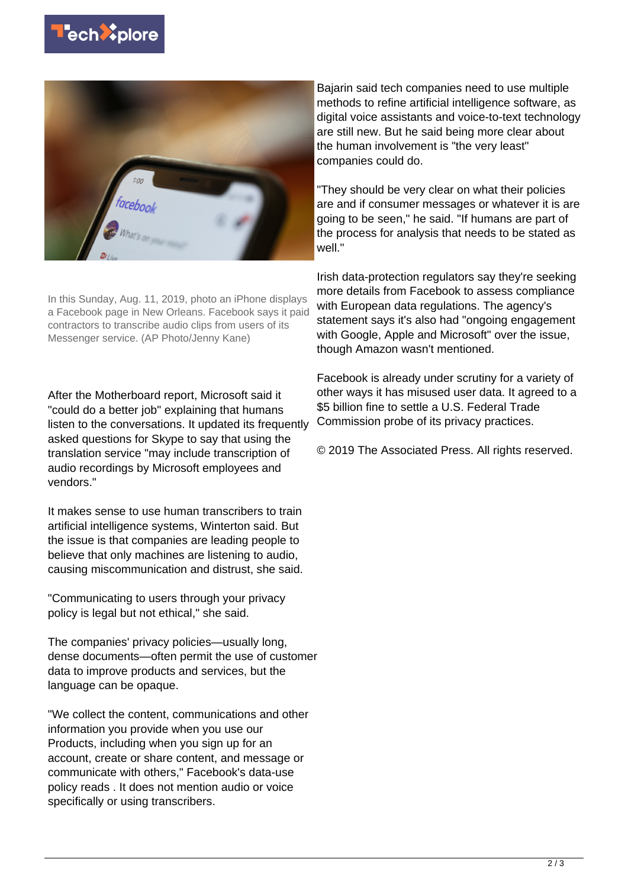In this Sunday, Aug. 11, 2019, photo an iPhone displays a Facebook page in New Orleans. Facebook says it paid contractors to transcribe audio clips from users of its Messenger service. (AP Photo/Jenny Kane)

After the Motherboard report, Microsoft said it "could do a better job" explaining that humans listen to the conversations. It updated its frequently asked questions for Skype to say that using the translation service "may include transcription of audio recordings by Microsoft employees and vendors."

It makes sense to use human transcribers to train artificial intelligence systems, Winterton said. But the issue is that companies are leading people to believe that only machines are listening to audio, causing miscommunication and distrust, she said.

"Communicating to users through your privacy policy is legal but not ethical," she said.

The companies' privacy policies—usually long, dense documents—often permit the use of customer data to improve products and services, but the language can be opaque.

"We collect the content, communications and other information you provide when you use our Products, including when you sign up for an account, create or share content, and message or communicate with others," Facebook's data-use policy reads . It does not mention audio or voice specifically or using transcribers.

Bajarin said tech companies need to use multiple methods to refine artificial intelligence software, as digital voice assistants and voice-to-text technology are still new. But he said being more clear about the human involvement is "the very least" companies could do.

"They should be very clear on what their policies are and if consumer messages or whatever it is are going to be seen," he said. "If humans are part of the process for analysis that needs to be stated as well."

Irish data-protection regulators say they're seeking more details from Facebook to assess compliance with European data regulations. The agency's statement says it's also had "ongoing engagement with Google, Apple and Microsoft" over the issue, though Amazon wasn't mentioned.

Facebook is already under scrutiny for a variety of other ways it has misused user data. It agreed to a $5 billion fine to settle a U.S. Federal Trade Commission probe of its privacy practices.

© 2019 The Associated Press. All rights reserved.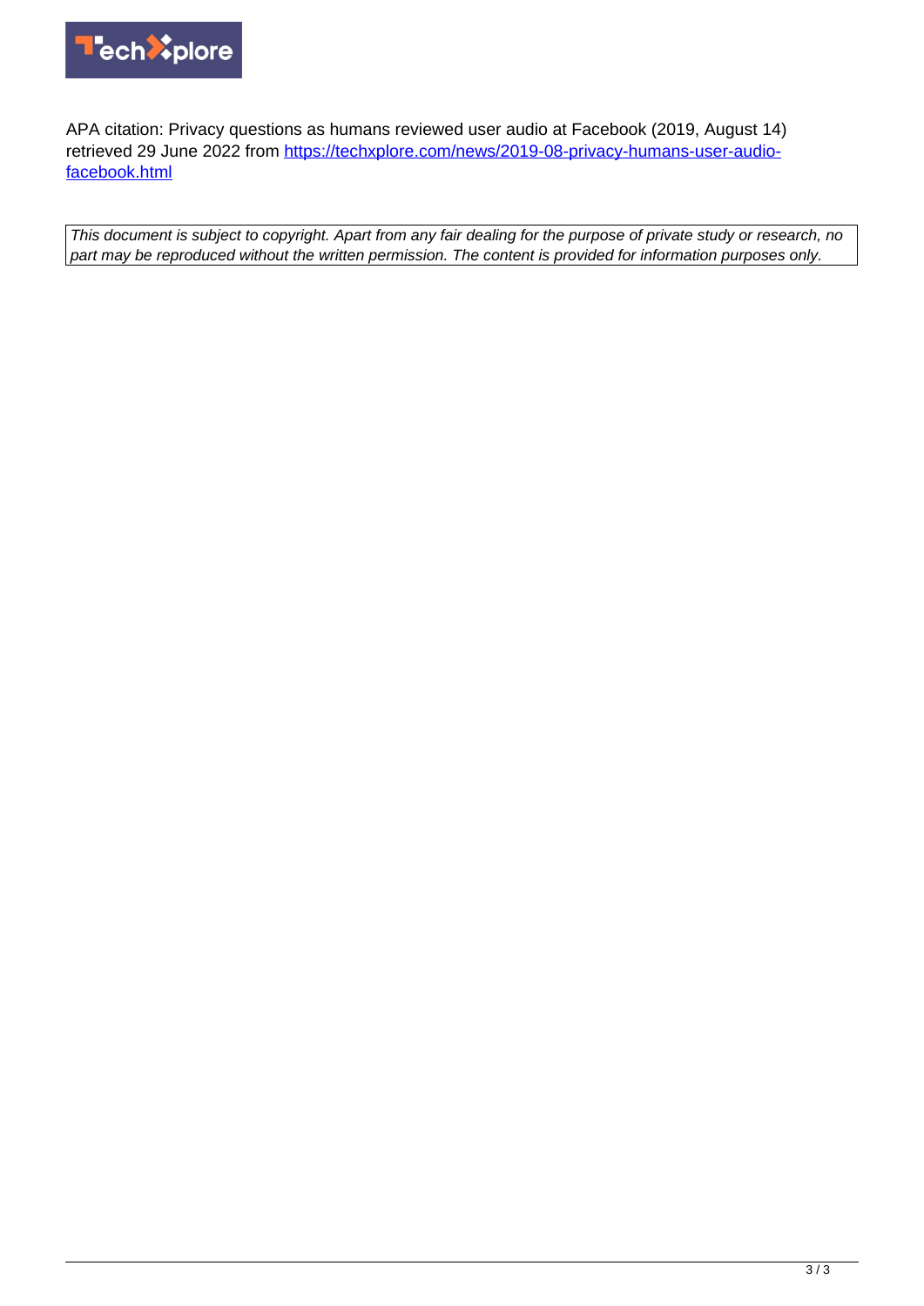APA citation: Privacy questions as humans reviewed user audio at Facebook (2019, August 14) retrieved 29 June 2022 from [https://techxplore.com/news/2019-08-privacy-humans-user-audio-facebook.html](https://techxplore.com/news/2019-08-privacy-humans-user-audio-facebook.html)

*This document is subject to copyright. Apart from any fair dealing for the purpose of private study or research, no part may be reproduced without the written permission. The content is provided for information purposes only.*